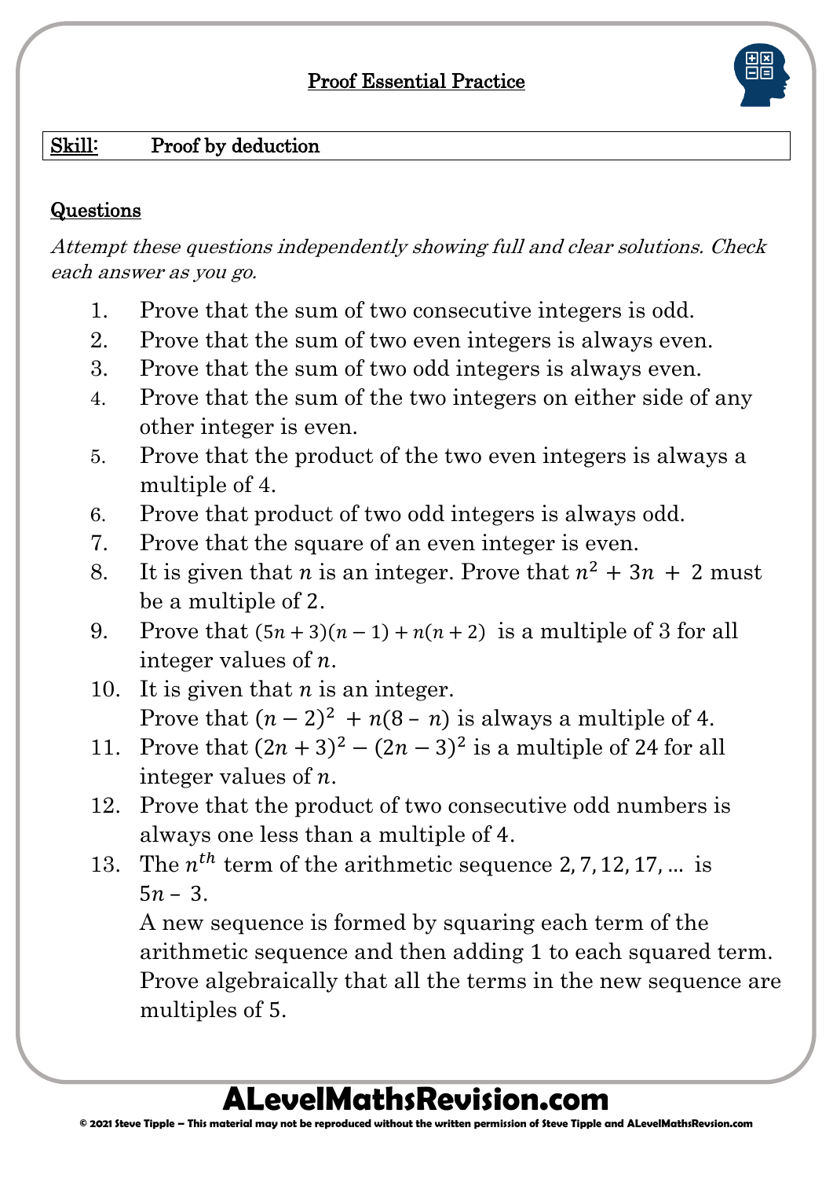# Proof Essential Practice

| **Skill:** | **Proof by deduction** |
|---|---|

## Questions

*Attempt these questions independently showing full and clear solutions. Check each answer as you go.*

1. Prove that the sum of two consecutive integers is odd.
2. Prove that the sum of two even integers is always even.
3. Prove that the sum of two odd integers is always even.
4. Prove that the sum of the two integers on either side of any other integer is even.
5. Prove that the product of the two even integers is always a multiple of 4.
6. Prove that product of two odd integers is always odd.
7. Prove that the square of an even integer is even.
8. It is given that $n$ is an integer. Prove that $n^2 + 3n + 2$ must be a multiple of 2.
9. Prove that $(5n + 3)(n - 1) + n(n + 2)$ is a multiple of 3 for all integer values of $n$.
10. It is given that $n$ is an integer.
    Prove that $(n - 2)^2 + n(8 - n)$ is always a multiple of 4.
11. Prove that $(2n + 3)^2 - (2n - 3)^2$ is a multiple of 24 for all integer values of $n$.
12. Prove that the product of two consecutive odd numbers is always one less than a multiple of 4.
13. The $n^{th}$ term of the arithmetic sequence $2, 7, 12, 17, \ldots$ is $5n - 3$.
    A new sequence is formed by squaring each term of the arithmetic sequence and then adding 1 to each squared term.
    Prove algebraically that all the terms in the new sequence are multiples of 5.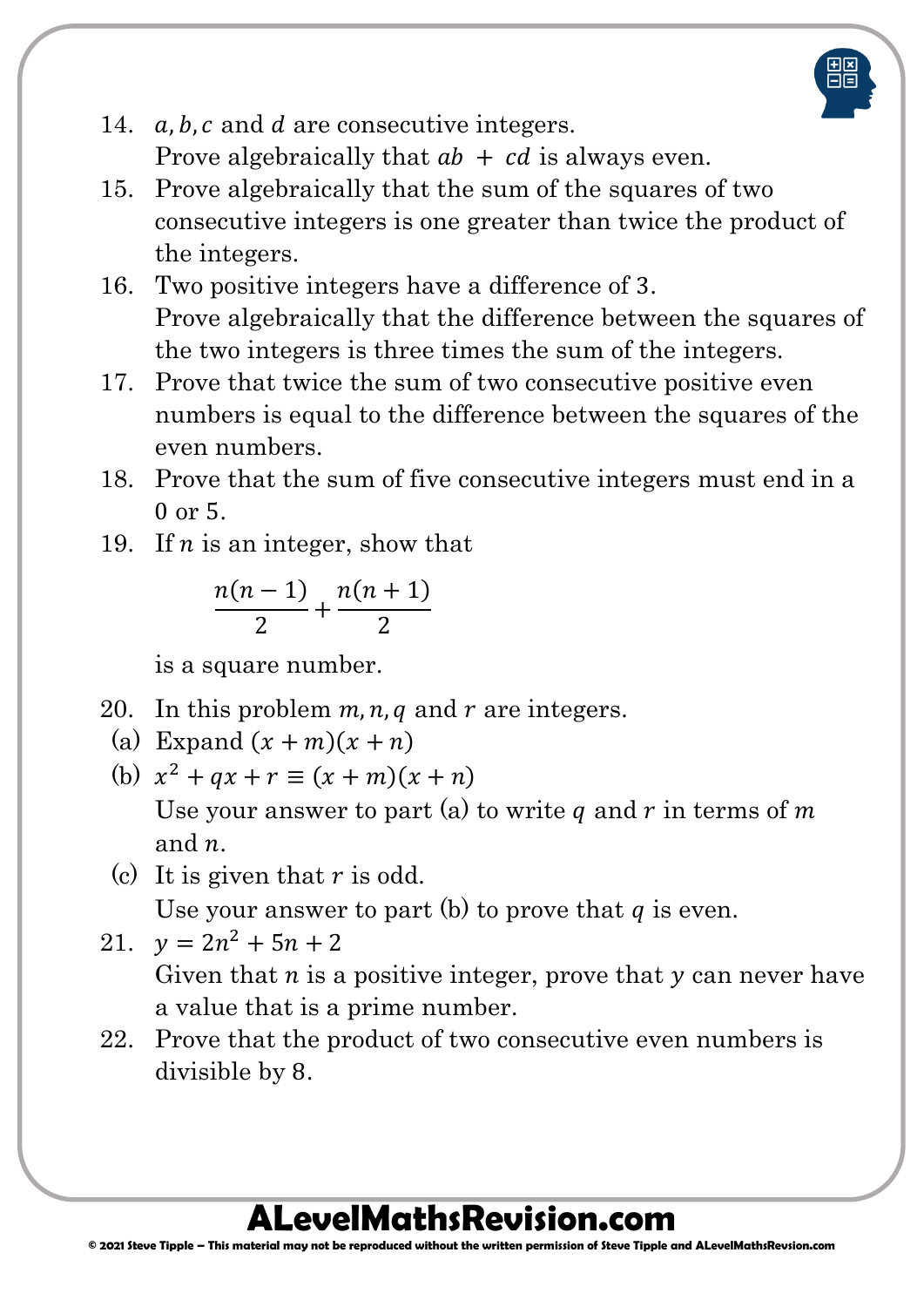14. $a, b, c$ and $d$ are consecutive integers.
    Prove algebraically that $ab + cd$ is always even.
15. Prove algebraically that the sum of the squares of two consecutive integers is one greater than twice the product of the integers.
16. Two positive integers have a difference of 3.
    Prove algebraically that the difference between the squares of the two integers is three times the sum of the integers.
17. Prove that twice the sum of two consecutive positive even numbers is equal to the difference between the squares of the even numbers.
18. Prove that the sum of five consecutive integers must end in a 0 or 5.
19. If $n$ is an integer, show that

    $$\frac{n(n-1)}{2} + \frac{n(n+1)}{2}$$

    is a square number.
20. In this problem $m, n, q$ and $r$ are integers.
    (a) Expand $(x + m)(x + n)$
    (b) $x^2 + qx + r \equiv (x + m)(x + n)$
    Use your answer to part (a) to write $q$ and $r$ in terms of $m$ and $n$.
    (c) It is given that $r$ is odd.
    Use your answer to part (b) to prove that $q$ is even.
21. $y = 2n^2 + 5n + 2$
    Given that $n$ is a positive integer, prove that $y$ can never have a value that is a prime number.
22. Prove that the product of two consecutive even numbers is divisible by 8.

**ALevelMathsRevision.com**

© 2021 Steve Tipple – This material may not be reproduced without the written permission of Steve Tipple and ALevelMathsRevsion.com